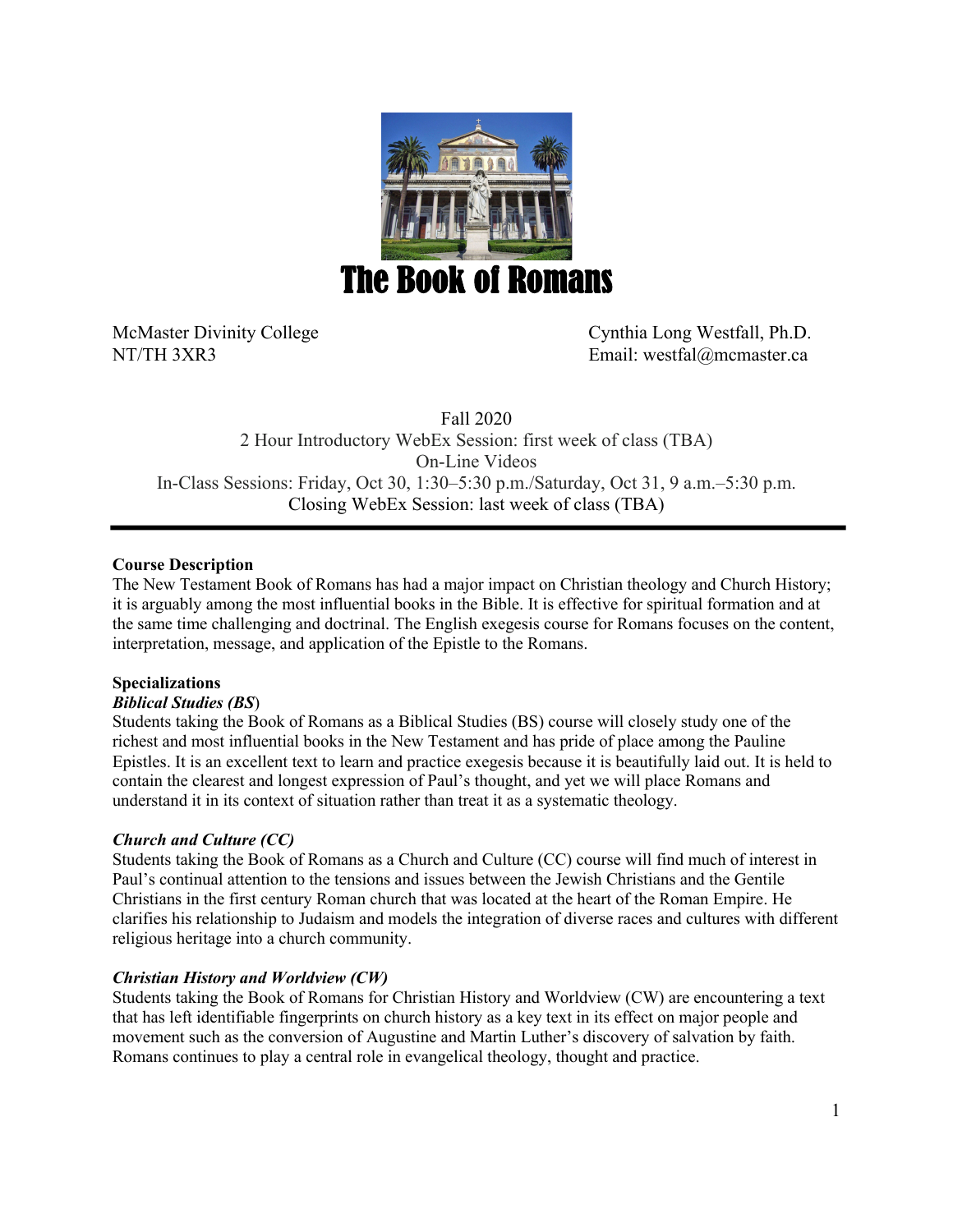# The Book of Romans

McMaster Divinity College
NT/TH 3XR3

Cynthia Long Westfall, Ph.D.
Email: westfal@mcmaster.ca

Fall 2020
2 Hour Introductory WebEx Session: first week of class (TBA)
On-Line Videos
In-Class Sessions: Friday, Oct 30, 1:30–5:30 p.m./Saturday, Oct 31, 9 a.m.–5:30 p.m.
Closing WebEx Session: last week of class (TBA)

---

**Course Description**

The New Testament Book of Romans has had a major impact on Christian theology and Church History; it is arguably among the most influential books in the Bible. It is effective for spiritual formation and at the same time challenging and doctrinal. The English exegesis course for Romans focuses on the content, interpretation, message, and application of the Epistle to the Romans.

**Specializations**

***Biblical Studies (BS)***

Students taking the Book of Romans as a Biblical Studies (BS) course will closely study one of the richest and most influential books in the New Testament and has pride of place among the Pauline Epistles. It is an excellent text to learn and practice exegesis because it is beautifully laid out. It is held to contain the clearest and longest expression of Paul's thought, and yet we will place Romans and understand it in its context of situation rather than treat it as a systematic theology.

***Church and Culture (CC)***

Students taking the Book of Romans as a Church and Culture (CC) course will find much of interest in Paul's continual attention to the tensions and issues between the Jewish Christians and the Gentile Christians in the first century Roman church that was located at the heart of the Roman Empire. He clarifies his relationship to Judaism and models the integration of diverse races and cultures with different religious heritage into a church community.

***Christian History and Worldview (CW)***

Students taking the Book of Romans for Christian History and Worldview (CW) are encountering a text that has left identifiable fingerprints on church history as a key text in its effect on major people and movement such as the conversion of Augustine and Martin Luther's discovery of salvation by faith. Romans continues to play a central role in evangelical theology, thought and practice.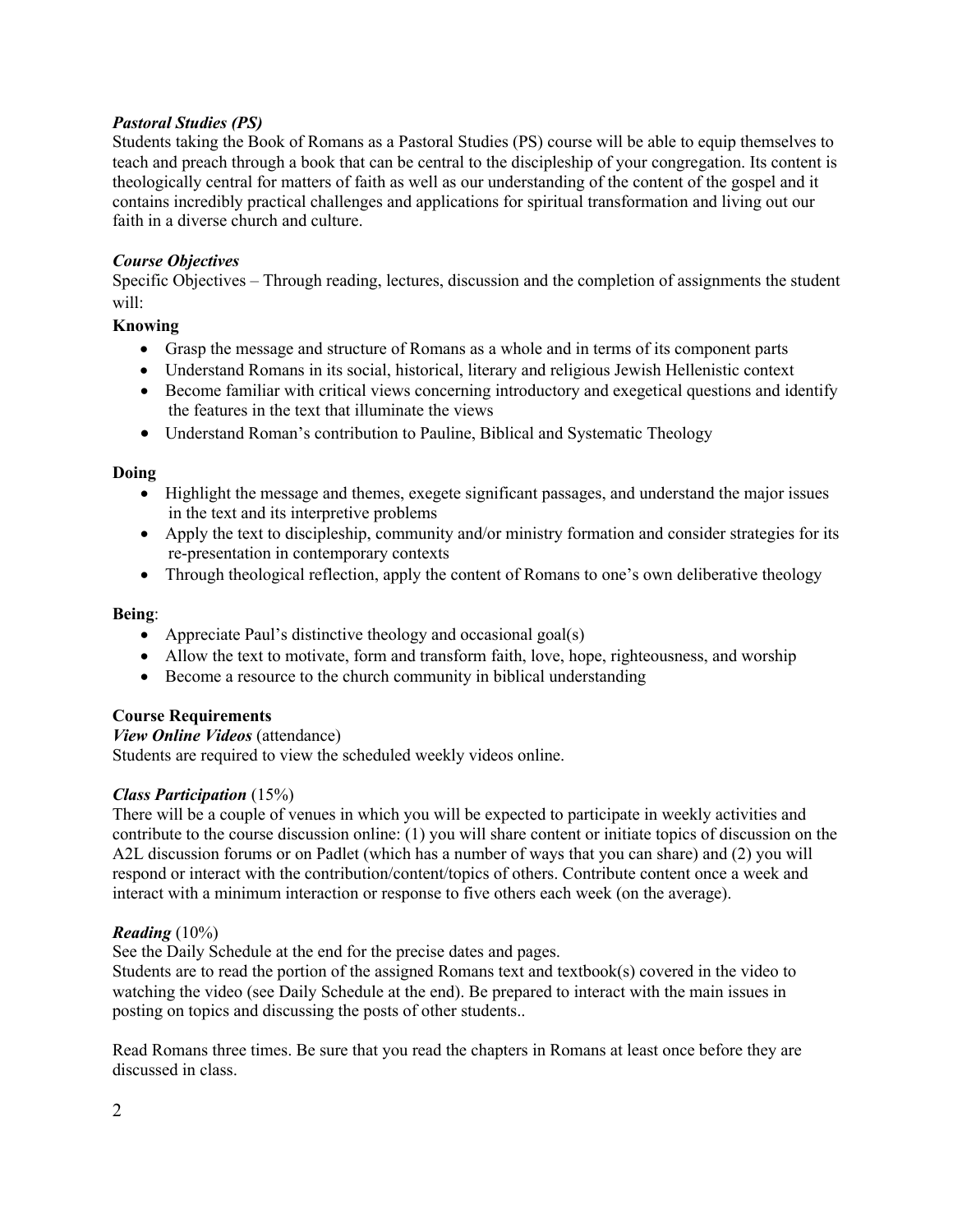*Pastoral Studies (PS)*

Students taking the Book of Romans as a Pastoral Studies (PS) course will be able to equip themselves to teach and preach through a book that can be central to the discipleship of your congregation. Its content is theologically central for matters of faith as well as our understanding of the content of the gospel and it contains incredibly practical challenges and applications for spiritual transformation and living out our faith in a diverse church and culture.

*Course Objectives*

Specific Objectives – Through reading, lectures, discussion and the completion of assignments the student will:

**Knowing**

- Grasp the message and structure of Romans as a whole and in terms of its component parts
- Understand Romans in its social, historical, literary and religious Jewish Hellenistic context
- Become familiar with critical views concerning introductory and exegetical questions and identify the features in the text that illuminate the views
- Understand Roman's contribution to Pauline, Biblical and Systematic Theology

**Doing**

- Highlight the message and themes, exegete significant passages, and understand the major issues in the text and its interpretive problems
- Apply the text to discipleship, community and/or ministry formation and consider strategies for its re-presentation in contemporary contexts
- Through theological reflection, apply the content of Romans to one's own deliberative theology

**Being**:

- Appreciate Paul's distinctive theology and occasional goal(s)
- Allow the text to motivate, form and transform faith, love, hope, righteousness, and worship
- Become a resource to the church community in biblical understanding

**Course Requirements**

***View Online Videos*** (attendance)

Students are required to view the scheduled weekly videos online.

***Class Participation*** (15%)

There will be a couple of venues in which you will be expected to participate in weekly activities and contribute to the course discussion online: (1) you will share content or initiate topics of discussion on the A2L discussion forums or on Padlet (which has a number of ways that you can share) and (2) you will respond or interact with the contribution/content/topics of others. Contribute content once a week and interact with a minimum interaction or response to five others each week (on the average).

***Reading*** (10%)

See the Daily Schedule at the end for the precise dates and pages.

Students are to read the portion of the assigned Romans text and textbook(s) covered in the video to watching the video (see Daily Schedule at the end). Be prepared to interact with the main issues in posting on topics and discussing the posts of other students..

Read Romans three times. Be sure that you read the chapters in Romans at least once before they are discussed in class.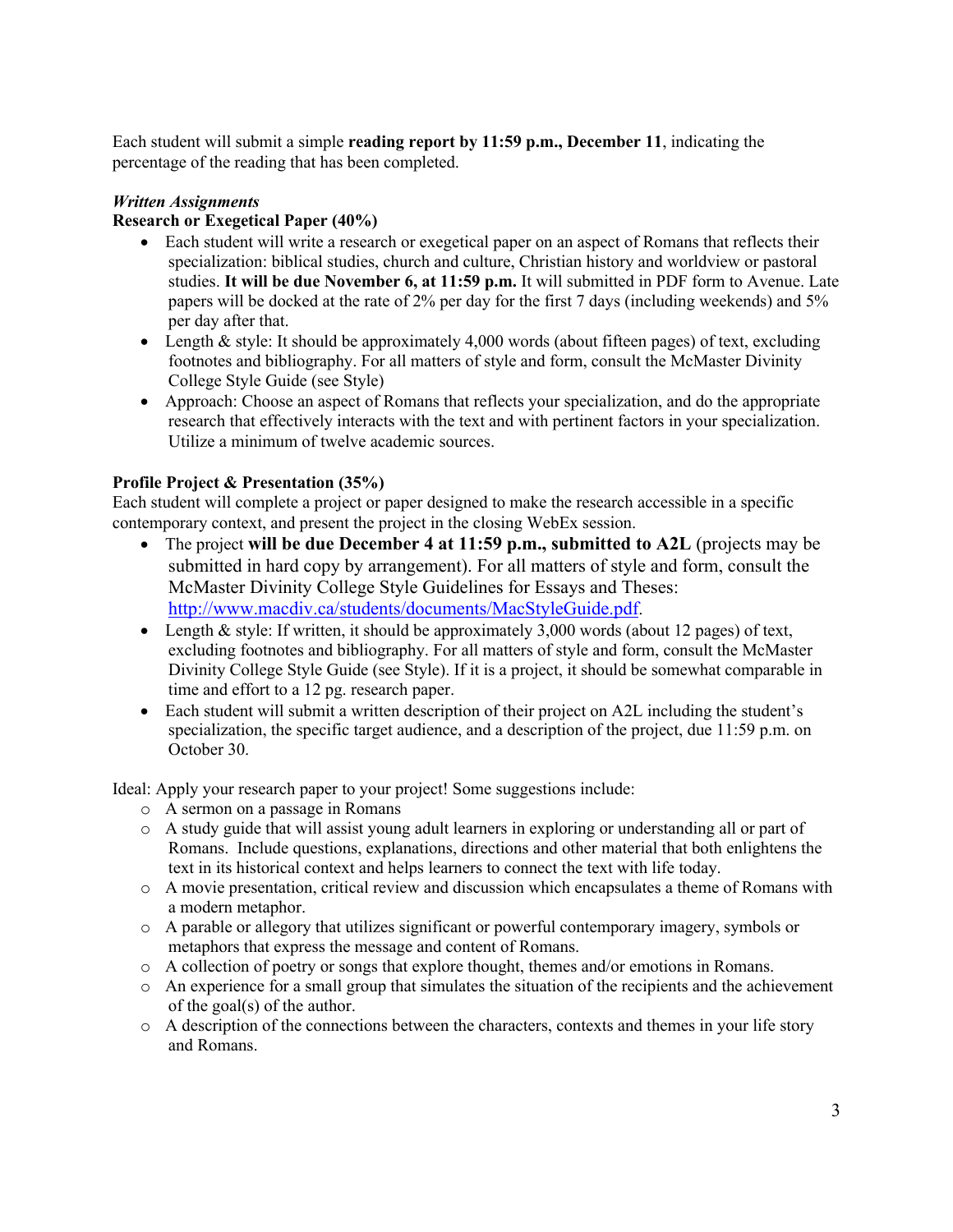Each student will submit a simple **reading report by 11:59 p.m., December 11**, indicating the percentage of the reading that has been completed.

***Written Assignments***

**Research or Exegetical Paper (40%)**

- Each student will write a research or exegetical paper on an aspect of Romans that reflects their specialization: biblical studies, church and culture, Christian history and worldview or pastoral studies. **It will be due November 6, at 11:59 p.m.** It will submitted in PDF form to Avenue. Late papers will be docked at the rate of 2% per day for the first 7 days (including weekends) and 5% per day after that.
- Length & style: It should be approximately 4,000 words (about fifteen pages) of text, excluding footnotes and bibliography. For all matters of style and form, consult the McMaster Divinity College Style Guide (see Style)
- Approach: Choose an aspect of Romans that reflects your specialization, and do the appropriate research that effectively interacts with the text and with pertinent factors in your specialization. Utilize a minimum of twelve academic sources.

**Profile Project & Presentation (35%)**

Each student will complete a project or paper designed to make the research accessible in a specific contemporary context, and present the project in the closing WebEx session.

- The project **will be due December 4 at 11:59 p.m., submitted to A2L** (projects may be submitted in hard copy by arrangement). For all matters of style and form, consult the McMaster Divinity College Style Guidelines for Essays and Theses: [http://www.macdiv.ca/students/documents/MacStyleGuide.pdf](http://www.macdiv.ca/students/documents/MacStyleGuide.pdf).
- Length & style: If written, it should be approximately 3,000 words (about 12 pages) of text, excluding footnotes and bibliography. For all matters of style and form, consult the McMaster Divinity College Style Guide (see Style). If it is a project, it should be somewhat comparable in time and effort to a 12 pg. research paper.
- Each student will submit a written description of their project on A2L including the student's specialization, the specific target audience, and a description of the project, due 11:59 p.m. on October 30.

Ideal: Apply your research paper to your project! Some suggestions include:

- A sermon on a passage in Romans
- A study guide that will assist young adult learners in exploring or understanding all or part of Romans. Include questions, explanations, directions and other material that both enlightens the text in its historical context and helps learners to connect the text with life today.
- A movie presentation, critical review and discussion which encapsulates a theme of Romans with a modern metaphor.
- A parable or allegory that utilizes significant or powerful contemporary imagery, symbols or metaphors that express the message and content of Romans.
- A collection of poetry or songs that explore thought, themes and/or emotions in Romans.
- An experience for a small group that simulates the situation of the recipients and the achievement of the goal(s) of the author.
- A description of the connections between the characters, contexts and themes in your life story and Romans.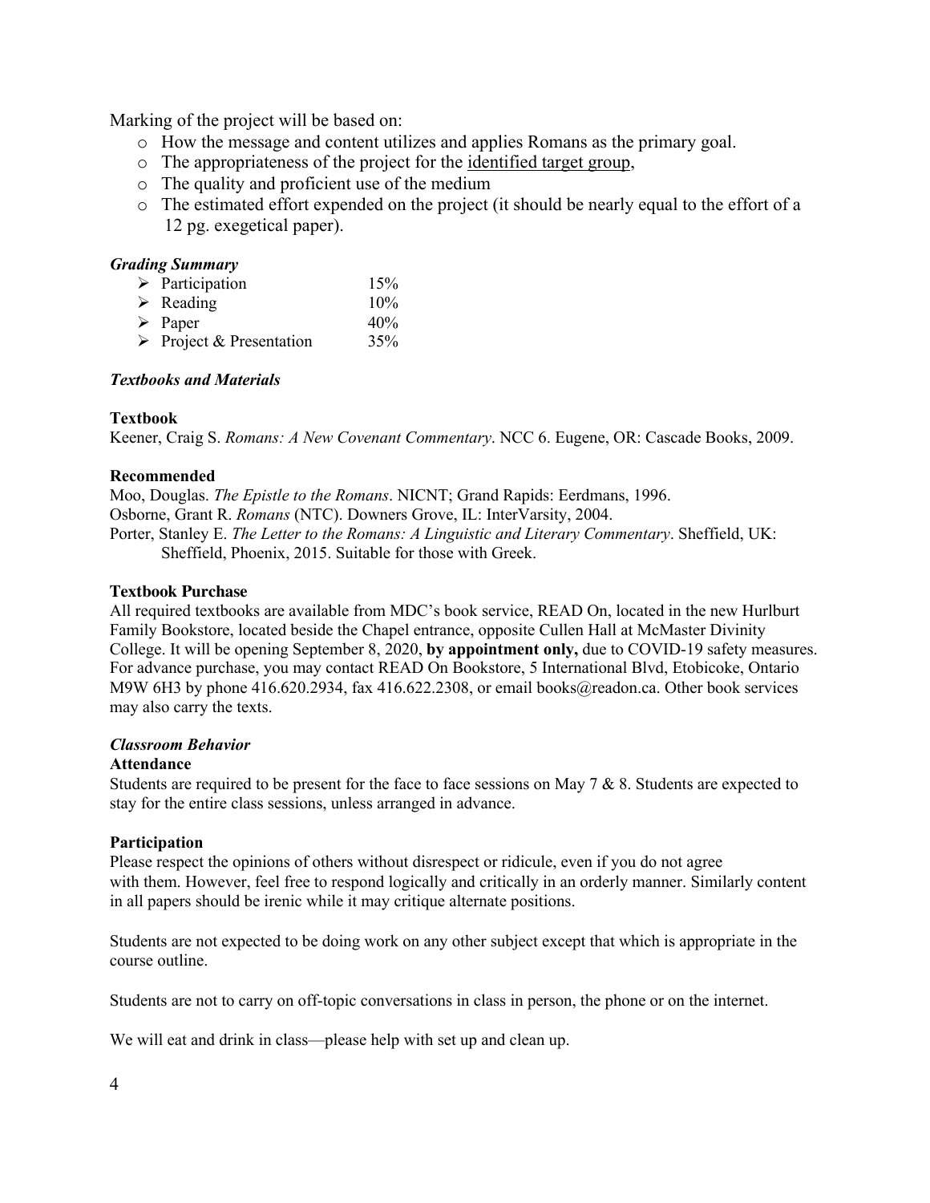Marking of the project will be based on:

- How the message and content utilizes and applies Romans as the primary goal.
- The appropriateness of the project for the identified target group,
- The quality and proficient use of the medium
- The estimated effort expended on the project (it should be nearly equal to the effort of a 12 pg. exegetical paper).

### *Grading Summary*

| | |
|---|---|
| Participation | 15% |
| Reading | 10% |
| Paper | 40% |
| Project & Presentation | 35% |

### *Textbooks and Materials*

**Textbook**

Keener, Craig S. *Romans: A New Covenant Commentary*. NCC 6. Eugene, OR: Cascade Books, 2009.

**Recommended**

Moo, Douglas. *The Epistle to the Romans*. NICNT; Grand Rapids: Eerdmans, 1996.

Osborne, Grant R. *Romans* (NTC). Downers Grove, IL: InterVarsity, 2004.

Porter, Stanley E. *The Letter to the Romans: A Linguistic and Literary Commentary*. Sheffield, UK: Sheffield, Phoenix, 2015. Suitable for those with Greek.

**Textbook Purchase**

All required textbooks are available from MDC's book service, READ On, located in the new Hurlburt Family Bookstore, located beside the Chapel entrance, opposite Cullen Hall at McMaster Divinity College. It will be opening September 8, 2020, **by appointment only,** due to COVID-19 safety measures. For advance purchase, you may contact READ On Bookstore, 5 International Blvd, Etobicoke, Ontario M9W 6H3 by phone 416.620.2934, fax 416.622.2308, or email books@readon.ca. Other book services may also carry the texts.

### *Classroom Behavior*

**Attendance**

Students are required to be present for the face to face sessions on May 7 & 8. Students are expected to stay for the entire class sessions, unless arranged in advance.

**Participation**

Please respect the opinions of others without disrespect or ridicule, even if you do not agree with them. However, feel free to respond logically and critically in an orderly manner. Similarly content in all papers should be irenic while it may critique alternate positions.

Students are not expected to be doing work on any other subject except that which is appropriate in the course outline.

Students are not to carry on off-topic conversations in class in person, the phone or on the internet.

We will eat and drink in class—please help with set up and clean up.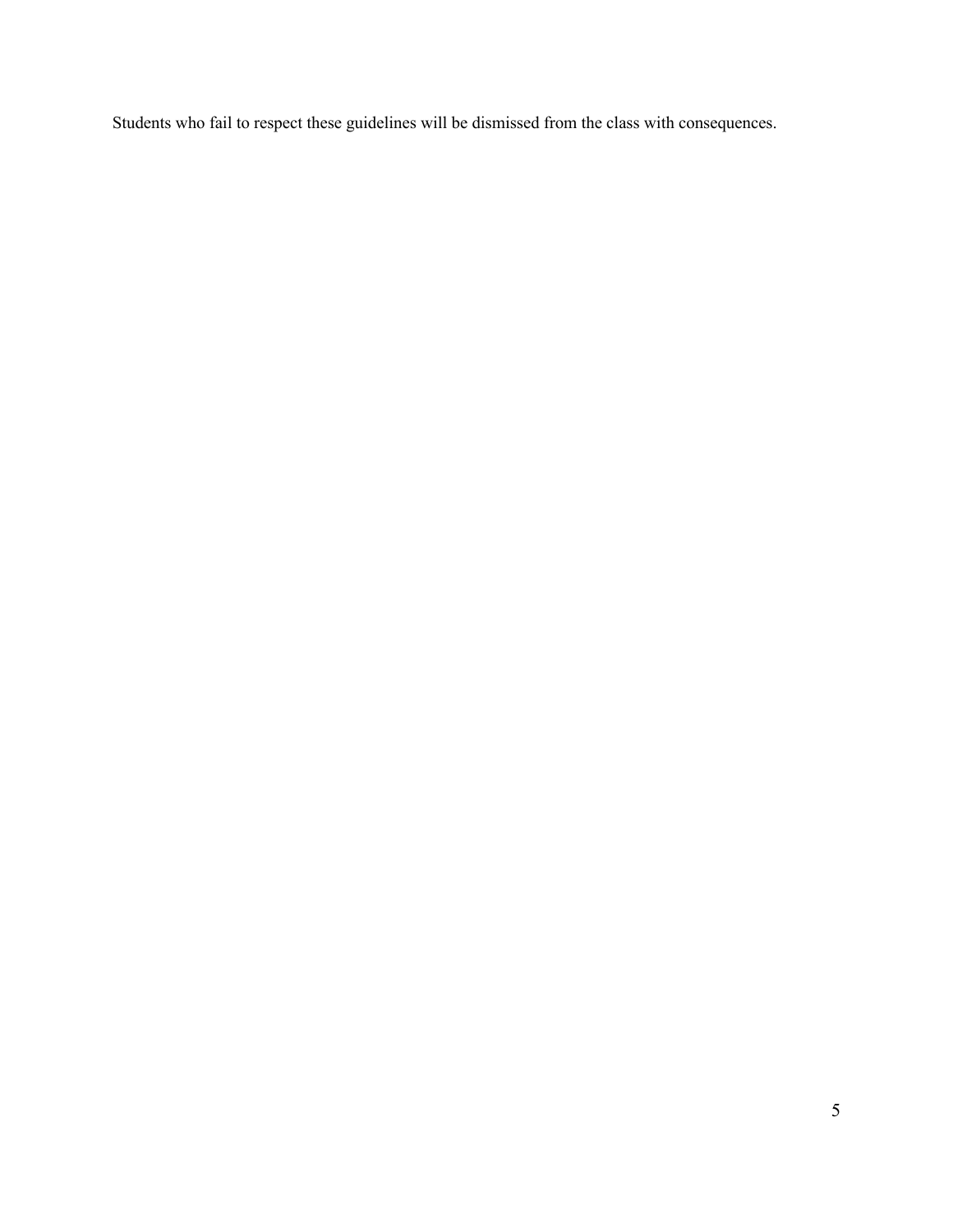Students who fail to respect these guidelines will be dismissed from the class with consequences.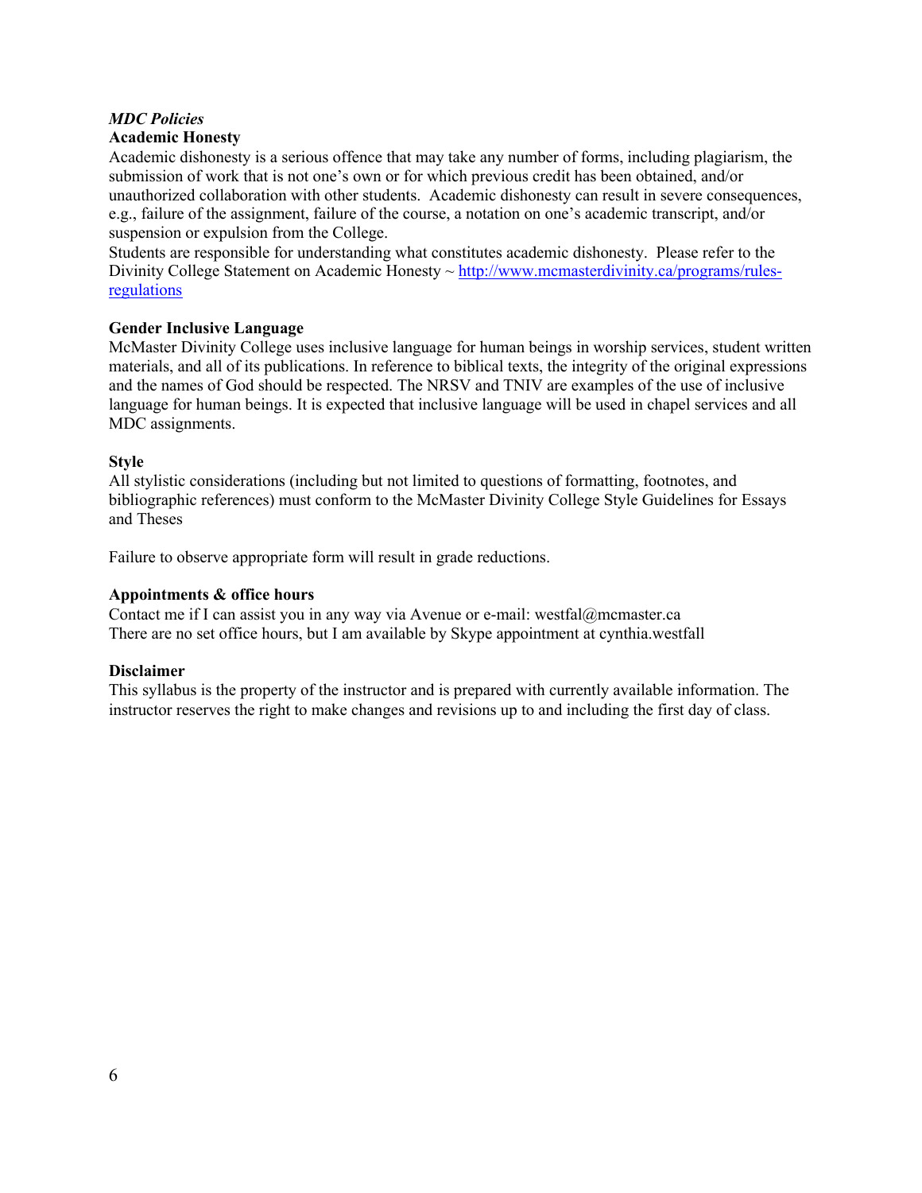*MDC Policies*

**Academic Honesty**

Academic dishonesty is a serious offence that may take any number of forms, including plagiarism, the submission of work that is not one's own or for which previous credit has been obtained, and/or unauthorized collaboration with other students. Academic dishonesty can result in severe consequences, e.g., failure of the assignment, failure of the course, a notation on one's academic transcript, and/or suspension or expulsion from the College.

Students are responsible for understanding what constitutes academic dishonesty. Please refer to the Divinity College Statement on Academic Honesty ~ [http://www.mcmasterdivinity.ca/programs/rules-regulations](http://www.mcmasterdivinity.ca/programs/rules-regulations)

**Gender Inclusive Language**

McMaster Divinity College uses inclusive language for human beings in worship services, student written materials, and all of its publications. In reference to biblical texts, the integrity of the original expressions and the names of God should be respected. The NRSV and TNIV are examples of the use of inclusive language for human beings. It is expected that inclusive language will be used in chapel services and all MDC assignments.

**Style**

All stylistic considerations (including but not limited to questions of formatting, footnotes, and bibliographic references) must conform to the McMaster Divinity College Style Guidelines for Essays and Theses

Failure to observe appropriate form will result in grade reductions.

**Appointments & office hours**

Contact me if I can assist you in any way via Avenue or e-mail: westfal@mcmaster.ca
There are no set office hours, but I am available by Skype appointment at cynthia.westfall

**Disclaimer**

This syllabus is the property of the instructor and is prepared with currently available information. The instructor reserves the right to make changes and revisions up to and including the first day of class.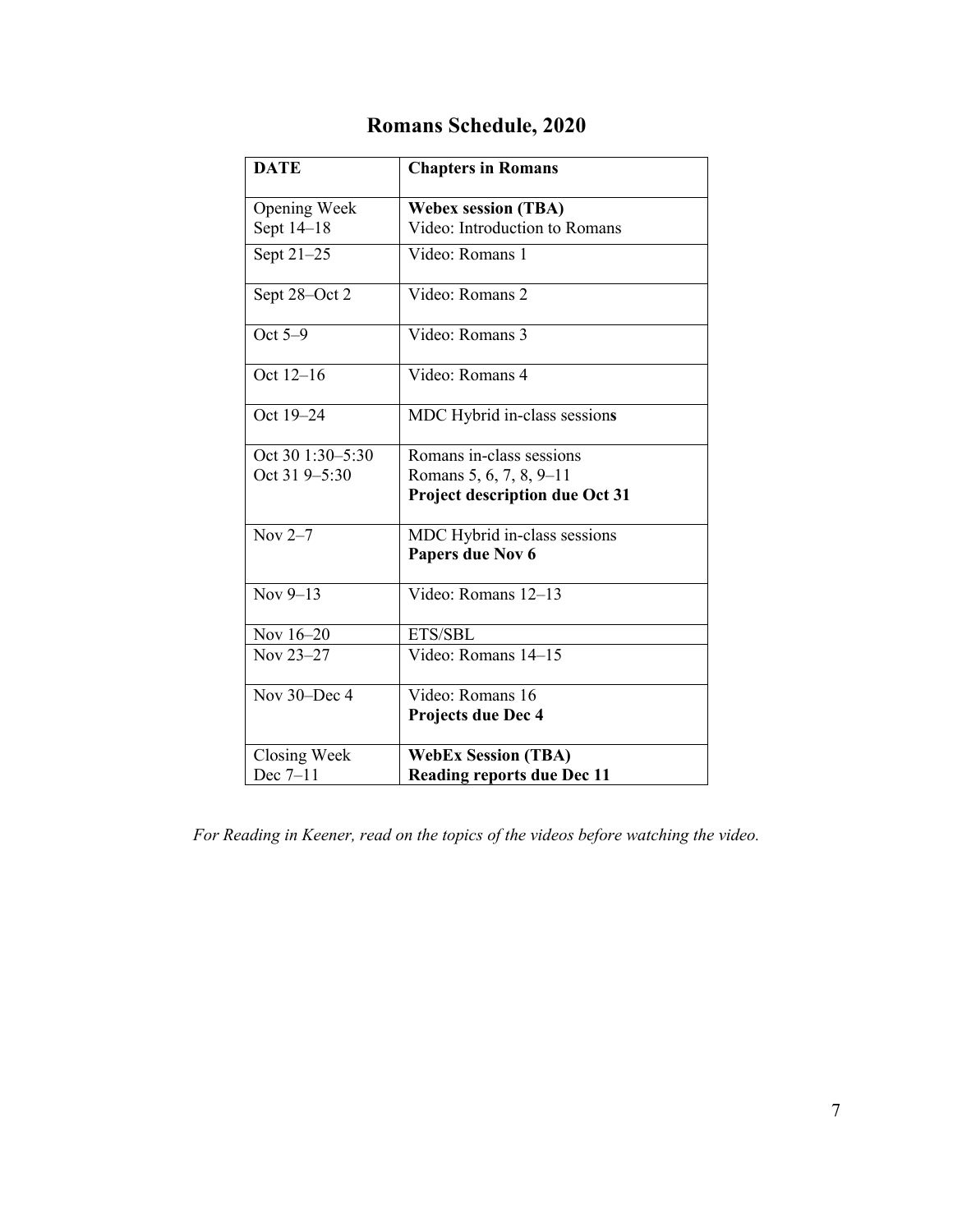# Romans Schedule, 2020

| DATE | Chapters in Romans |
|---|---|
| Opening Week<br>Sept 14–18 | **Webex session (TBA)**<br>Video: Introduction to Romans |
| Sept 21–25 | Video: Romans 1 |
| Sept 28–Oct 2 | Video: Romans 2 |
| Oct 5–9 | Video: Romans 3 |
| Oct 12–16 | Video: Romans 4 |
| Oct 19–24 | MDC Hybrid in-class sessions |
| Oct 30 1:30–5:30<br>Oct 31 9–5:30 | Romans in-class sessions<br>Romans 5, 6, 7, 8, 9–11<br>**Project description due Oct 31** |
| Nov 2–7 | MDC Hybrid in-class sessions<br>**Papers due Nov 6** |
| Nov 9–13 | Video: Romans 12–13 |
| Nov 16–20 | ETS/SBL |
| Nov 23–27 | Video: Romans 14–15 |
| Nov 30–Dec 4 | Video: Romans 16<br>**Projects due Dec 4** |
| Closing Week<br>Dec 7–11 | **WebEx Session (TBA)**<br>**Reading reports due Dec 11** |

*For Reading in Keener, read on the topics of the videos before watching the video.*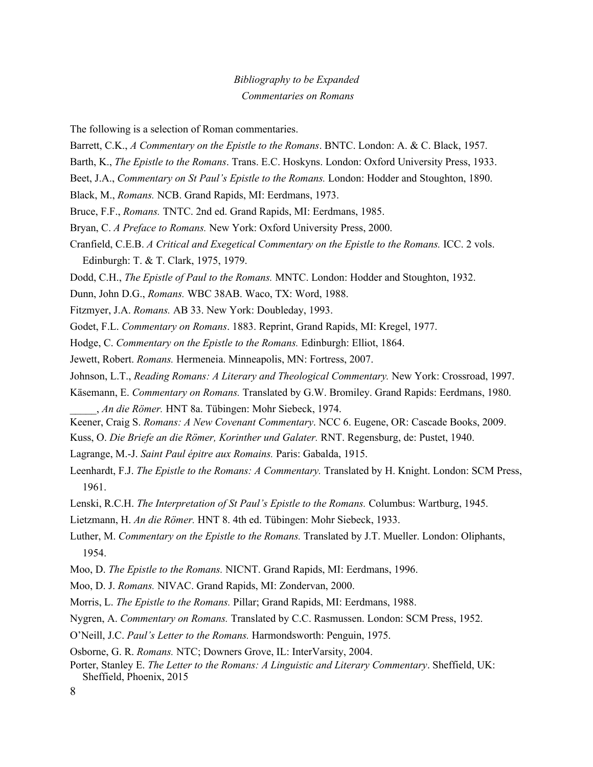*Bibliography to be Expanded*

*Commentaries on Romans*

The following is a selection of Roman commentaries.

Barrett, C.K., *A Commentary on the Epistle to the Romans*. BNTC. London: A. & C. Black, 1957.

Barth, K., *The Epistle to the Romans*. Trans. E.C. Hoskyns. London: Oxford University Press, 1933.

Beet, J.A., *Commentary on St Paul's Epistle to the Romans.* London: Hodder and Stoughton, 1890.

Black, M., *Romans.* NCB. Grand Rapids, MI: Eerdmans, 1973.

Bruce, F.F., *Romans.* TNTC. 2nd ed. Grand Rapids, MI: Eerdmans, 1985.

Bryan, C. *A Preface to Romans.* New York: Oxford University Press, 2000.

Cranfield, C.E.B. *A Critical and Exegetical Commentary on the Epistle to the Romans.* ICC. 2 vols. Edinburgh: T. & T. Clark, 1975, 1979.

Dodd, C.H., *The Epistle of Paul to the Romans.* MNTC. London: Hodder and Stoughton, 1932.

Dunn, John D.G., *Romans.* WBC 38AB. Waco, TX: Word, 1988.

Fitzmyer, J.A. *Romans.* AB 33. New York: Doubleday, 1993.

Godet, F.L. *Commentary on Romans*. 1883. Reprint, Grand Rapids, MI: Kregel, 1977.

Hodge, C. *Commentary on the Epistle to the Romans.* Edinburgh: Elliot, 1864.

Jewett, Robert. *Romans.* Hermeneia. Minneapolis, MN: Fortress, 2007.

Johnson, L.T., *Reading Romans: A Literary and Theological Commentary.* New York: Crossroad, 1997.

Käsemann, E. *Commentary on Romans.* Translated by G.W. Bromiley. Grand Rapids: Eerdmans, 1980.

_____, *An die Römer.* HNT 8a. Tübingen: Mohr Siebeck, 1974.

Keener, Craig S. *Romans: A New Covenant Commentary*. NCC 6. Eugene, OR: Cascade Books, 2009.

Kuss, O. *Die Briefe an die Römer, Korinther und Galater.* RNT. Regensburg, de: Pustet, 1940.

Lagrange, M.-J. *Saint Paul épitre aux Romains.* Paris: Gabalda, 1915.

Leenhardt, F.J. *The Epistle to the Romans: A Commentary.* Translated by H. Knight. London: SCM Press, 1961.

Lenski, R.C.H. *The Interpretation of St Paul's Epistle to the Romans.* Columbus: Wartburg, 1945.

Lietzmann, H. *An die Römer.* HNT 8. 4th ed. Tübingen: Mohr Siebeck, 1933.

Luther, M. *Commentary on the Epistle to the Romans.* Translated by J.T. Mueller. London: Oliphants, 1954.

Moo, D. *The Epistle to the Romans.* NICNT. Grand Rapids, MI: Eerdmans, 1996.

Moo, D. J. *Romans.* NIVAC. Grand Rapids, MI: Zondervan, 2000.

Morris, L. *The Epistle to the Romans.* Pillar; Grand Rapids, MI: Eerdmans, 1988.

Nygren, A. *Commentary on Romans.* Translated by C.C. Rasmussen. London: SCM Press, 1952.

O'Neill, J.C. *Paul's Letter to the Romans.* Harmondsworth: Penguin, 1975.

Osborne, G. R. *Romans.* NTC; Downers Grove, IL: InterVarsity, 2004.

Porter, Stanley E. *The Letter to the Romans: A Linguistic and Literary Commentary*. Sheffield, UK: Sheffield, Phoenix, 2015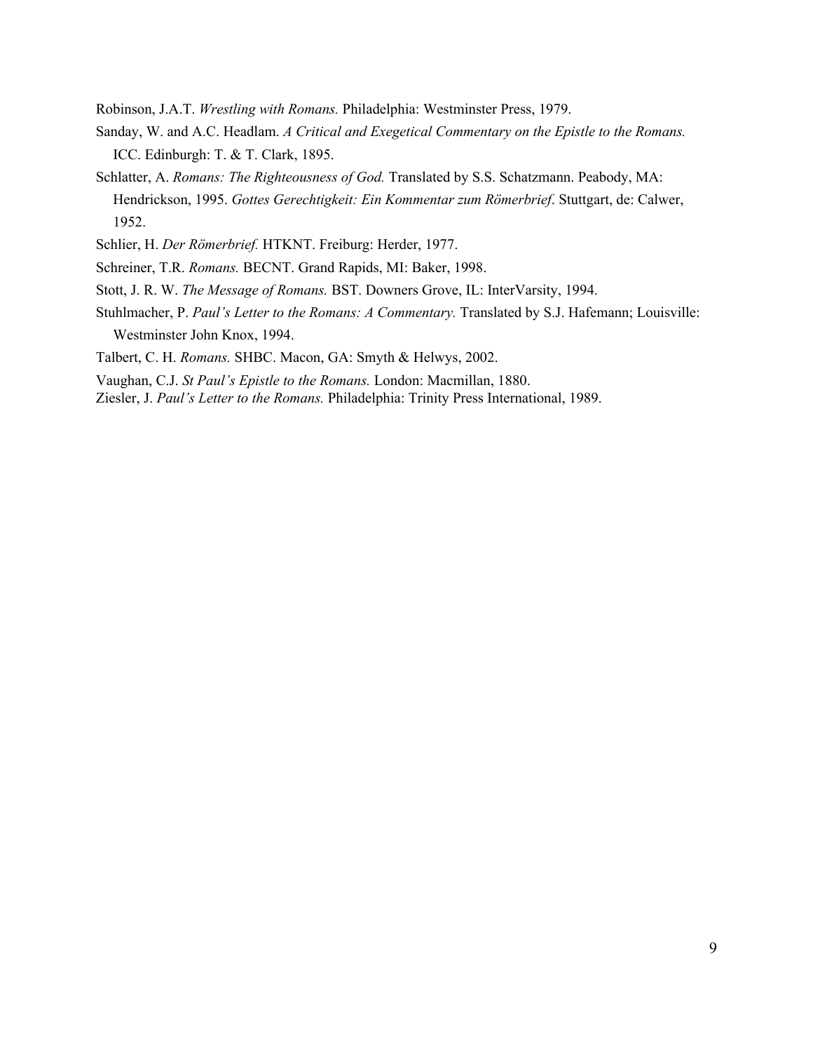Robinson, J.A.T. *Wrestling with Romans.* Philadelphia: Westminster Press, 1979.

Sanday, W. and A.C. Headlam. *A Critical and Exegetical Commentary on the Epistle to the Romans.* ICC. Edinburgh: T. & T. Clark, 1895.

Schlatter, A. *Romans: The Righteousness of God.* Translated by S.S. Schatzmann. Peabody, MA: Hendrickson, 1995. *Gottes Gerechtigkeit: Ein Kommentar zum Römerbrief*. Stuttgart, de: Calwer, 1952.

Schlier, H. *Der Römerbrief.* HTKNT. Freiburg: Herder, 1977.

Schreiner, T.R. *Romans.* BECNT. Grand Rapids, MI: Baker, 1998.

Stott, J. R. W. *The Message of Romans.* BST. Downers Grove, IL: InterVarsity, 1994.

Stuhlmacher, P. *Paul's Letter to the Romans: A Commentary.* Translated by S.J. Hafemann; Louisville: Westminster John Knox, 1994.

Talbert, C. H. *Romans.* SHBC. Macon, GA: Smyth & Helwys, 2002.

Vaughan, C.J. *St Paul's Epistle to the Romans.* London: Macmillan, 1880.

Ziesler, J. *Paul's Letter to the Romans.* Philadelphia: Trinity Press International, 1989.